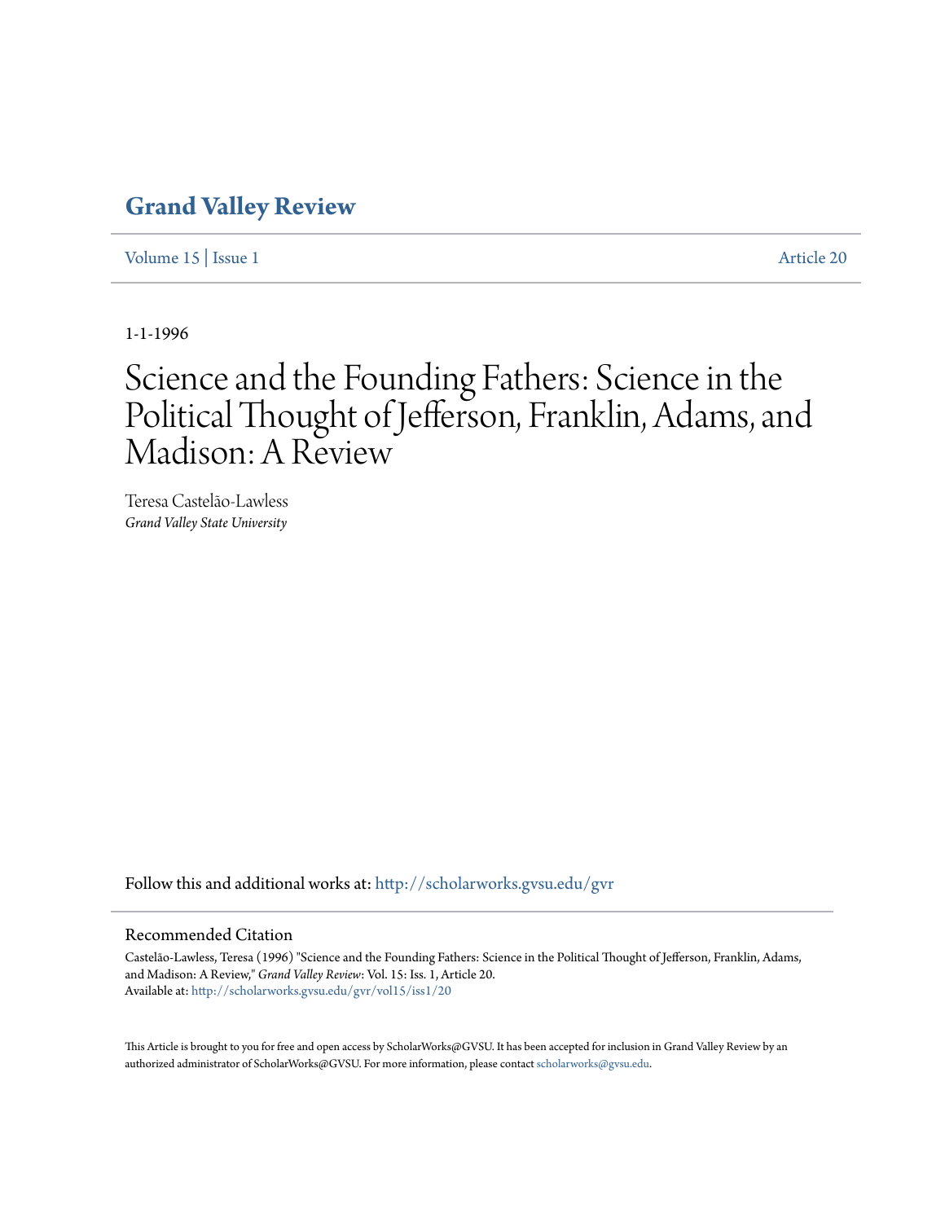# Grand Valley Review

Volume 15 | Issue 1 Article 20

1-1-1996

# Science and the Founding Fathers: Science in the Political Thought of Jefferson, Franklin, Adams, and Madison: A Review

Teresa Castelão-Lawless
*Grand Valley State University*

Follow this and additional works at: http://scholarworks.gvsu.edu/gvr

## Recommended Citation

Castelão-Lawless, Teresa (1996) "Science and the Founding Fathers: Science in the Political Thought of Jefferson, Franklin, Adams, and Madison: A Review," *Grand Valley Review*: Vol. 15: Iss. 1, Article 20.
Available at: http://scholarworks.gvsu.edu/gvr/vol15/iss1/20

This Article is brought to you for free and open access by ScholarWorks@GVSU. It has been accepted for inclusion in Grand Valley Review by an authorized administrator of ScholarWorks@GVSU. For more information, please contact scholarworks@gvsu.edu.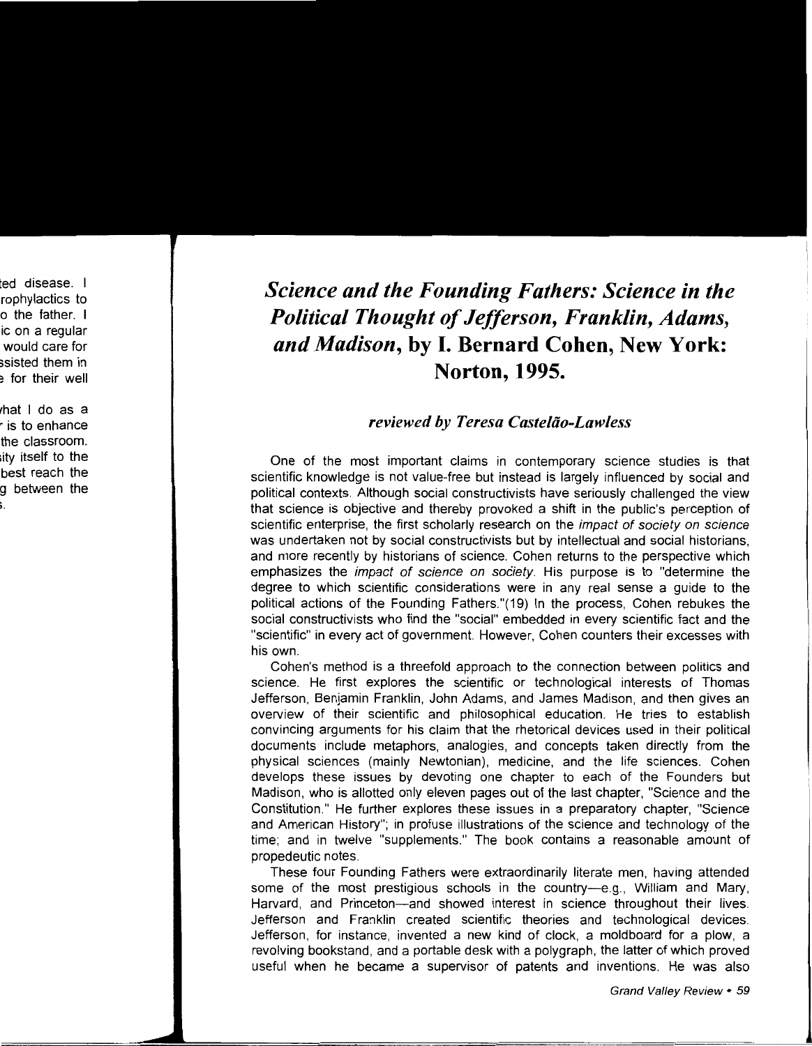# *Science and the Founding Fathers: Science in the Political Thought of Jefferson, Franklin, Adams, and Madison*, by I. Bernard Cohen, New York: Norton, 1995.

### *reviewed by Teresa Castelão-Lawless*

One of the most important claims in contemporary science studies is that scientific knowledge is not value-free but instead is largely influenced by social and political contexts. Although social constructivists have seriously challenged the view that science is objective and thereby provoked a shift in the public's perception of scientific enterprise, the first scholarly research on the *impact of society on science* was undertaken not by social constructivists but by intellectual and social historians, and more recently by historians of science. Cohen returns to the perspective which emphasizes the *impact of science on society*. His purpose is to "determine the degree to which scientific considerations were in any real sense a guide to the political actions of the Founding Fathers."(19) In the process, Cohen rebukes the social constructivists who find the "social" embedded in every scientific fact and the "scientific" in every act of government. However, Cohen counters their excesses with his own.

Cohen's method is a threefold approach to the connection between politics and science. He first explores the scientific or technological interests of Thomas Jefferson, Benjamin Franklin, John Adams, and James Madison, and then gives an overview of their scientific and philosophical education. He tries to establish convincing arguments for his claim that the rhetorical devices used in their political documents include metaphors, analogies, and concepts taken directly from the physical sciences (mainly Newtonian), medicine, and the life sciences. Cohen develops these issues by devoting one chapter to each of the Founders but Madison, who is allotted only eleven pages out of the last chapter, "Science and the Constitution." He further explores these issues in a preparatory chapter, "Science and American History"; in profuse illustrations of the science and technology of the time; and in twelve "supplements." The book contains a reasonable amount of propedeutic notes.

These four Founding Fathers were extraordinarily literate men, having attended some of the most prestigious schools in the country—e.g., William and Mary, Harvard, and Princeton—and showed interest in science throughout their lives. Jefferson and Franklin created scientific theories and technological devices. Jefferson, for instance, invented a new kind of clock, a moldboard for a plow, a revolving bookstand, and a portable desk with a polygraph, the latter of which proved useful when he became a supervisor of patents and inventions. He was also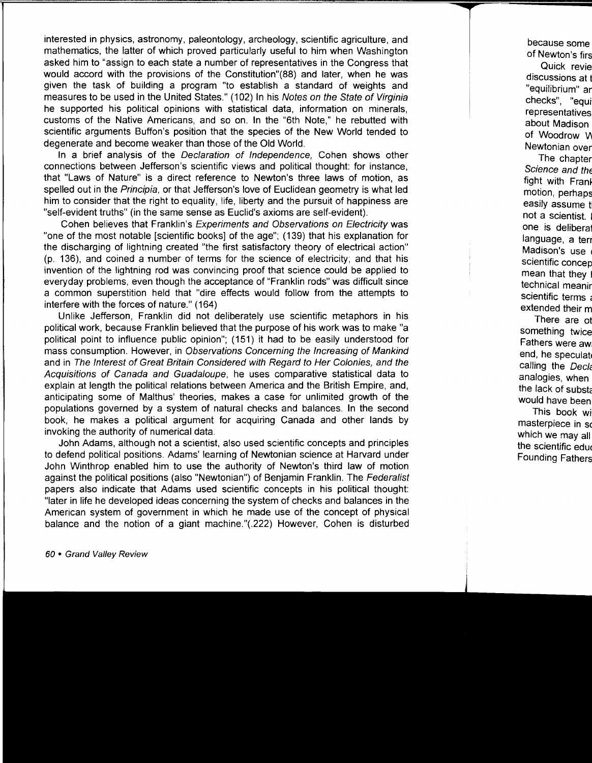interested in physics, astronomy, paleontology, archeology, scientific agriculture, and mathematics, the latter of which proved particularly useful to him when Washington asked him to "assign to each state a number of representatives in the Congress that would accord with the provisions of the Constitution"(88) and later, when he was given the task of building a program "to establish a standard of weights and measures to be used in the United States." (102) In his *Notes on the State of Virginia* he supported his political opinions with statistical data, information on minerals, customs of the Native Americans, and so on. In the "6th Note," he rebutted with scientific arguments Buffon's position that the species of the New World tended to degenerate and become weaker than those of the Old World.

In a brief analysis of the *Declaration of Independence*, Cohen shows other connections between Jefferson's scientific views and political thought: for instance, that "Laws of Nature" is a direct reference to Newton's three laws of motion, as spelled out in the *Principia*, or that Jefferson's love of Euclidean geometry is what led him to consider that the right to equality, life, liberty and the pursuit of happiness are "self-evident truths" (in the same sense as Euclid's axioms are self-evident).

Cohen believes that Franklin's *Experiments and Observations on Electricity* was "one of the most notable [scientific books] of the age"; (139) that his explanation for the discharging of lightning created "the first satisfactory theory of electrical action" (p. 136), and coined a number of terms for the science of electricity; and that his invention of the lightning rod was convincing proof that science could be applied to everyday problems, even though the acceptance of "Franklin rods" was difficult since a common superstition held that "dire effects would follow from the attempts to interfere with the forces of nature." (164)

Unlike Jefferson, Franklin did not deliberately use scientific metaphors in his political work, because Franklin believed that the purpose of his work was to make "a political point to influence public opinion"; (151) it had to be easily understood for mass consumption. However, in *Observations Concerning the Increasing of Mankind* and in *The Interest of Great Britain Considered with Regard to Her Colonies, and the Acquisitions of Canada and Guadaloupe*, he uses comparative statistical data to explain at length the political relations between America and the British Empire, and, anticipating some of Malthus' theories, makes a case for unlimited growth of the populations governed by a system of natural checks and balances. In the second book, he makes a political argument for acquiring Canada and other lands by invoking the authority of numerical data.

John Adams, although not a scientist, also used scientific concepts and principles to defend political positions. Adams' learning of Newtonian science at Harvard under John Winthrop enabled him to use the authority of Newton's third law of motion against the political positions (also "Newtonian") of Benjamin Franklin. The *Federalist* papers also indicate that Adams used scientific concepts in his political thought: "later in life he developed ideas concerning the system of checks and balances in the American system of government in which he made use of the concept of physical balance and the notion of a giant machine."(.222) However, Cohen is disturbed

because some of Newton's firs

Quick revie discussions at t "equilibrium" ar checks", "equi representatives about Madison of Woodrow W Newtonian over

The chapter *Science and the* fight with Frank motion, perhaps easily assume t not a scientist. one is deliberat language, a terr Madison's use scientific concep mean that they technical meanir scientific terms extended their m

There are ot something twice Fathers were aw end, he speculat calling the *Decla* analogies, when the lack of subst would have been

This book wi masterpiece in sc which we may all the scientific educ Founding Fathers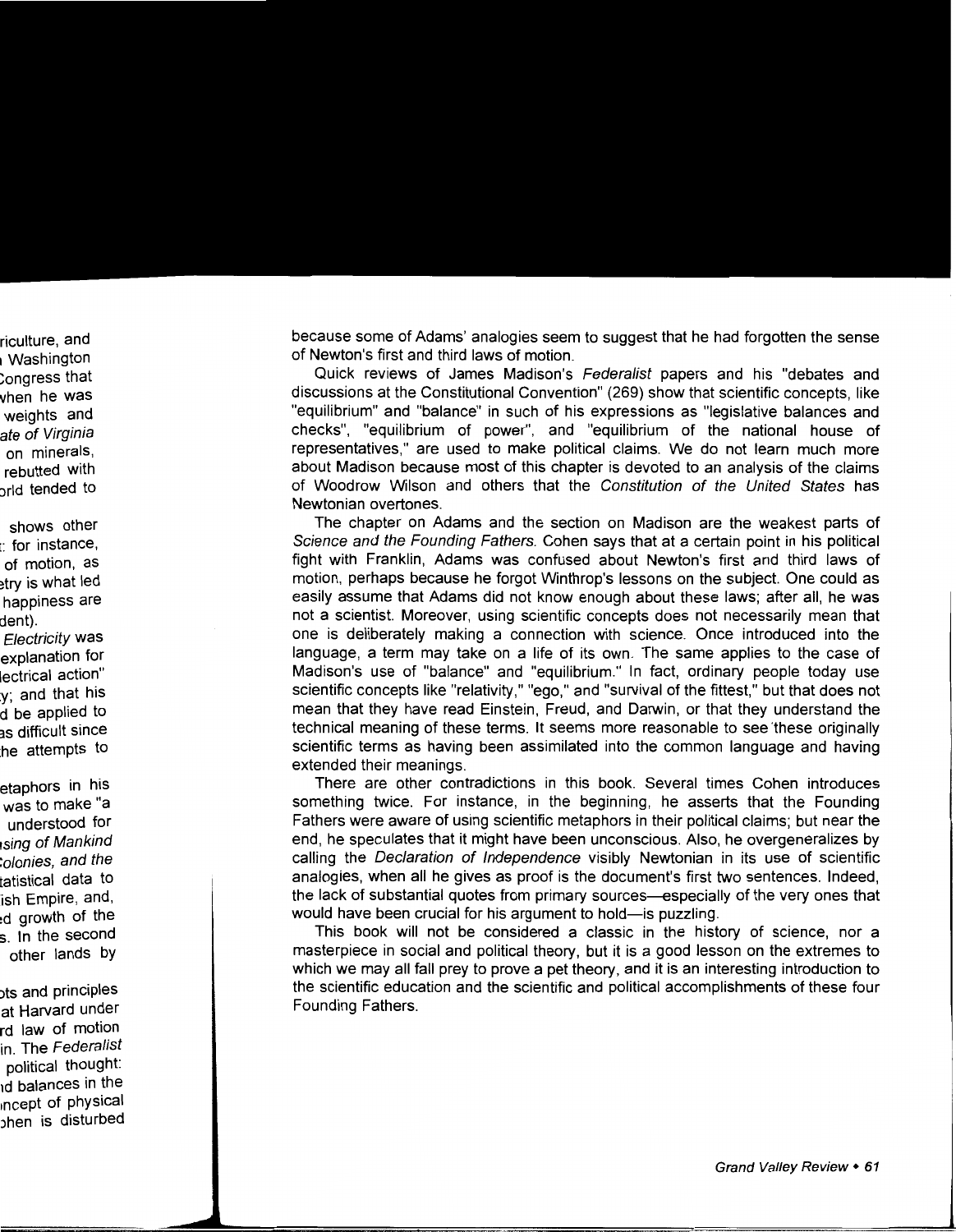because some of Adams' analogies seem to suggest that he had forgotten the sense of Newton's first and third laws of motion.

Quick reviews of James Madison's *Federalist* papers and his "debates and discussions at the Constitutional Convention" (269) show that scientific concepts, like "equilibrium" and "balance" in such of his expressions as "legislative balances and checks", "equilibrium of power", and "equilibrium of the national house of representatives," are used to make political claims. We do not learn much more about Madison because most of this chapter is devoted to an analysis of the claims of Woodrow Wilson and others that the *Constitution of the United States* has Newtonian overtones.

The chapter on Adams and the section on Madison are the weakest parts of *Science and the Founding Fathers*. Cohen says that at a certain point in his political fight with Franklin, Adams was confused about Newton's first and third laws of motion, perhaps because he forgot Winthrop's lessons on the subject. One could as easily assume that Adams did not know enough about these laws; after all, he was not a scientist. Moreover, using scientific concepts does not necessarily mean that one is deliberately making a connection with science. Once introduced into the language, a term may take on a life of its own. The same applies to the case of Madison's use of "balance" and "equilibrium." In fact, ordinary people today use scientific concepts like "relativity," "ego," and "survival of the fittest," but that does not mean that they have read Einstein, Freud, and Darwin, or that they understand the technical meaning of these terms. It seems more reasonable to see these originally scientific terms as having been assimilated into the common language and having extended their meanings.

There are other contradictions in this book. Several times Cohen introduces something twice. For instance, in the beginning, he asserts that the Founding Fathers were aware of using scientific metaphors in their political claims; but near the end, he speculates that it might have been unconscious. Also, he overgeneralizes by calling the *Declaration of Independence* visibly Newtonian in its use of scientific analogies, when all he gives as proof is the document's first two sentences. Indeed, the lack of substantial quotes from primary sources—especially of the very ones that would have been crucial for his argument to hold—is puzzling.

This book will not be considered a classic in the history of science, nor a masterpiece in social and political theory, but it is a good lesson on the extremes to which we may all fall prey to prove a pet theory, and it is an interesting introduction to the scientific education and the scientific and political accomplishments of these four Founding Fathers.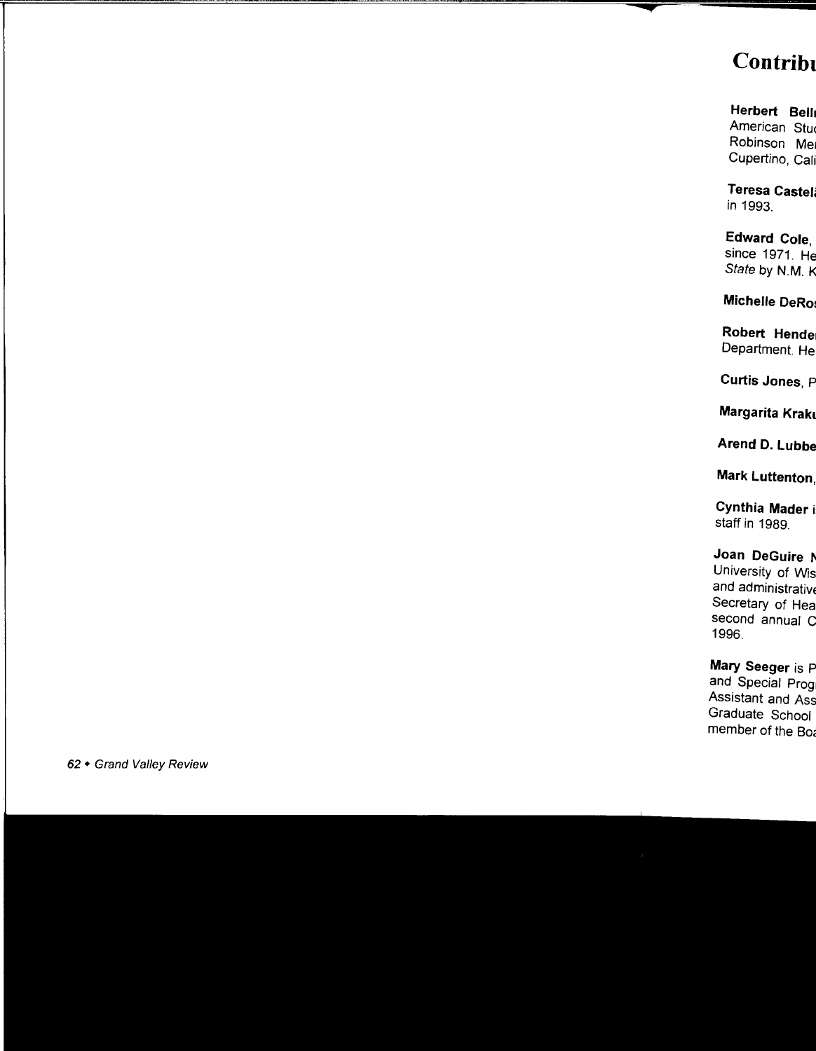# Contribu

**Herbert Bell**
American Stu
Robinson Me
Cupertino, Cali

**Teresa Castel**
in 1993.

**Edward Cole**,
since 1971. He
*State* by N.M. K

**Michelle DeRo**

**Robert Hende**
Department. He

**Curtis Jones**, P

**Margarita Krak**

**Arend D. Lubbe**

**Mark Luttenton**,

**Cynthia Mader** i
staff in 1989.

**Joan DeGuire N**
University of Wis
and administrative
Secretary of Hea
second annual C
1996.

**Mary Seeger** is P
and Special Prog
Assistant and Ass
Graduate School
member of the Bo